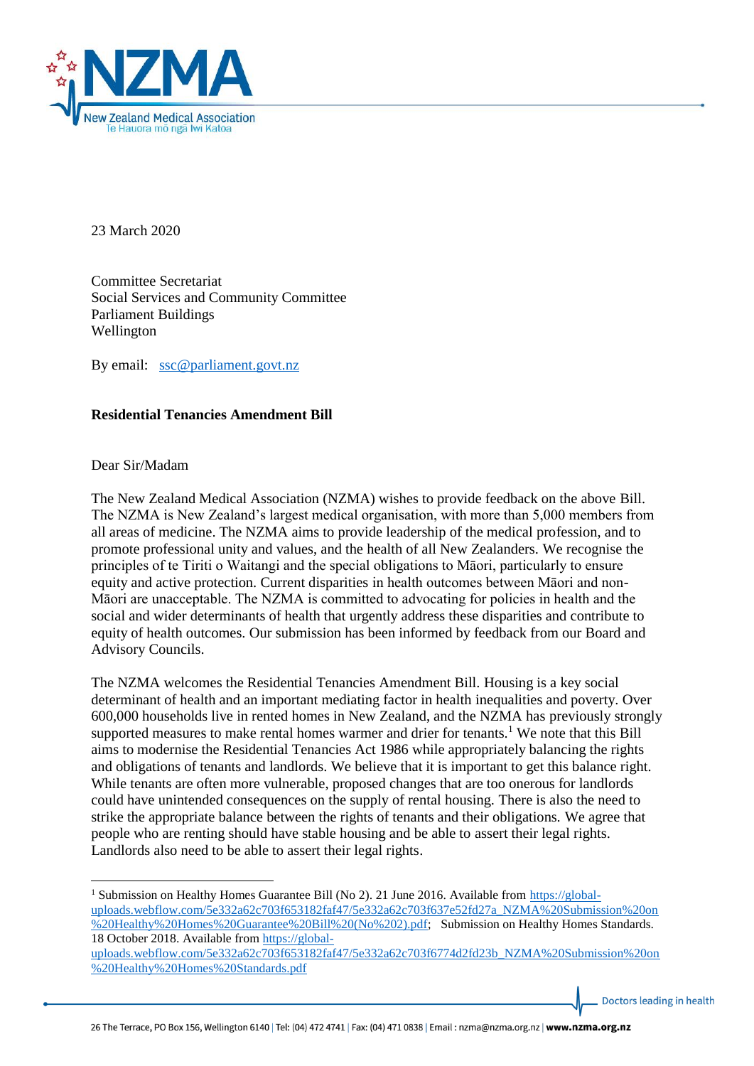23 March 2020

Committee Secretariat
Social Services and Community Committee
Parliament Buildings
Wellington

By email: ssc@parliament.govt.nz

**Residential Tenancies Amendment Bill**

Dear Sir/Madam

The New Zealand Medical Association (NZMA) wishes to provide feedback on the above Bill. The NZMA is New Zealand's largest medical organisation, with more than 5,000 members from all areas of medicine. The NZMA aims to provide leadership of the medical profession, and to promote professional unity and values, and the health of all New Zealanders. We recognise the principles of te Tiriti o Waitangi and the special obligations to Māori, particularly to ensure equity and active protection. Current disparities in health outcomes between Māori and non-Māori are unacceptable. The NZMA is committed to advocating for policies in health and the social and wider determinants of health that urgently address these disparities and contribute to equity of health outcomes. Our submission has been informed by feedback from our Board and Advisory Councils.

The NZMA welcomes the Residential Tenancies Amendment Bill. Housing is a key social determinant of health and an important mediating factor in health inequalities and poverty. Over 600,000 households live in rented homes in New Zealand, and the NZMA has previously strongly supported measures to make rental homes warmer and drier for tenants.[1] We note that this Bill aims to modernise the Residential Tenancies Act 1986 while appropriately balancing the rights and obligations of tenants and landlords. We believe that it is important to get this balance right. While tenants are often more vulnerable, proposed changes that are too onerous for landlords could have unintended consequences on the supply of rental housing. There is also the need to strike the appropriate balance between the rights of tenants and their obligations. We agree that people who are renting should have stable housing and be able to assert their legal rights. Landlords also need to be able to assert their legal rights.

---

[1] Submission on Healthy Homes Guarantee Bill (No 2). 21 June 2016. Available from https://global-uploads.webflow.com/5e332a62c703f653182faf47/5e332a62c703f637e52fd27a_NZMA%20Submission%20on%20Healthy%20Homes%20Guarantee%20Bill%20(No%202).pdf; Submission on Healthy Homes Standards. 18 October 2018. Available from https://global-uploads.webflow.com/5e332a62c703f653182faf47/5e332a62c703f6774d2fd23b_NZMA%20Submission%20on%20Healthy%20Homes%20Standards.pdf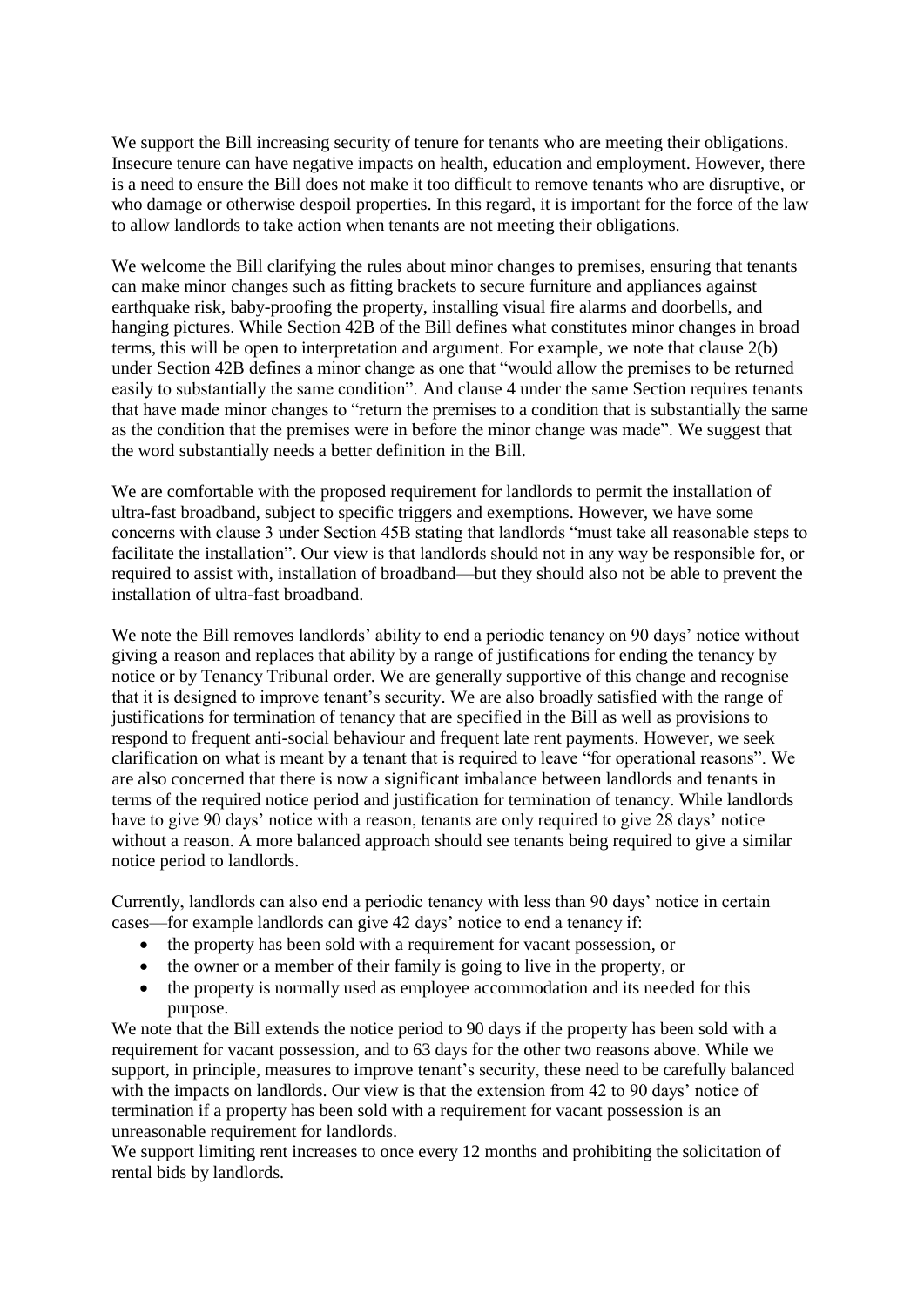We support the Bill increasing security of tenure for tenants who are meeting their obligations. Insecure tenure can have negative impacts on health, education and employment. However, there is a need to ensure the Bill does not make it too difficult to remove tenants who are disruptive, or who damage or otherwise despoil properties. In this regard, it is important for the force of the law to allow landlords to take action when tenants are not meeting their obligations.

We welcome the Bill clarifying the rules about minor changes to premises, ensuring that tenants can make minor changes such as fitting brackets to secure furniture and appliances against earthquake risk, baby-proofing the property, installing visual fire alarms and doorbells, and hanging pictures. While Section 42B of the Bill defines what constitutes minor changes in broad terms, this will be open to interpretation and argument. For example, we note that clause 2(b) under Section 42B defines a minor change as one that "would allow the premises to be returned easily to substantially the same condition". And clause 4 under the same Section requires tenants that have made minor changes to "return the premises to a condition that is substantially the same as the condition that the premises were in before the minor change was made". We suggest that the word substantially needs a better definition in the Bill.

We are comfortable with the proposed requirement for landlords to permit the installation of ultra-fast broadband, subject to specific triggers and exemptions. However, we have some concerns with clause 3 under Section 45B stating that landlords "must take all reasonable steps to facilitate the installation". Our view is that landlords should not in any way be responsible for, or required to assist with, installation of broadband—but they should also not be able to prevent the installation of ultra-fast broadband.

We note the Bill removes landlords' ability to end a periodic tenancy on 90 days' notice without giving a reason and replaces that ability by a range of justifications for ending the tenancy by notice or by Tenancy Tribunal order. We are generally supportive of this change and recognise that it is designed to improve tenant's security. We are also broadly satisfied with the range of justifications for termination of tenancy that are specified in the Bill as well as provisions to respond to frequent anti-social behaviour and frequent late rent payments. However, we seek clarification on what is meant by a tenant that is required to leave "for operational reasons". We are also concerned that there is now a significant imbalance between landlords and tenants in terms of the required notice period and justification for termination of tenancy. While landlords have to give 90 days' notice with a reason, tenants are only required to give 28 days' notice without a reason. A more balanced approach should see tenants being required to give a similar notice period to landlords.

Currently, landlords can also end a periodic tenancy with less than 90 days' notice in certain cases—for example landlords can give 42 days' notice to end a tenancy if:

- the property has been sold with a requirement for vacant possession, or
- the owner or a member of their family is going to live in the property, or
- the property is normally used as employee accommodation and its needed for this purpose.

We note that the Bill extends the notice period to 90 days if the property has been sold with a requirement for vacant possession, and to 63 days for the other two reasons above. While we support, in principle, measures to improve tenant's security, these need to be carefully balanced with the impacts on landlords. Our view is that the extension from 42 to 90 days' notice of termination if a property has been sold with a requirement for vacant possession is an unreasonable requirement for landlords.

We support limiting rent increases to once every 12 months and prohibiting the solicitation of rental bids by landlords.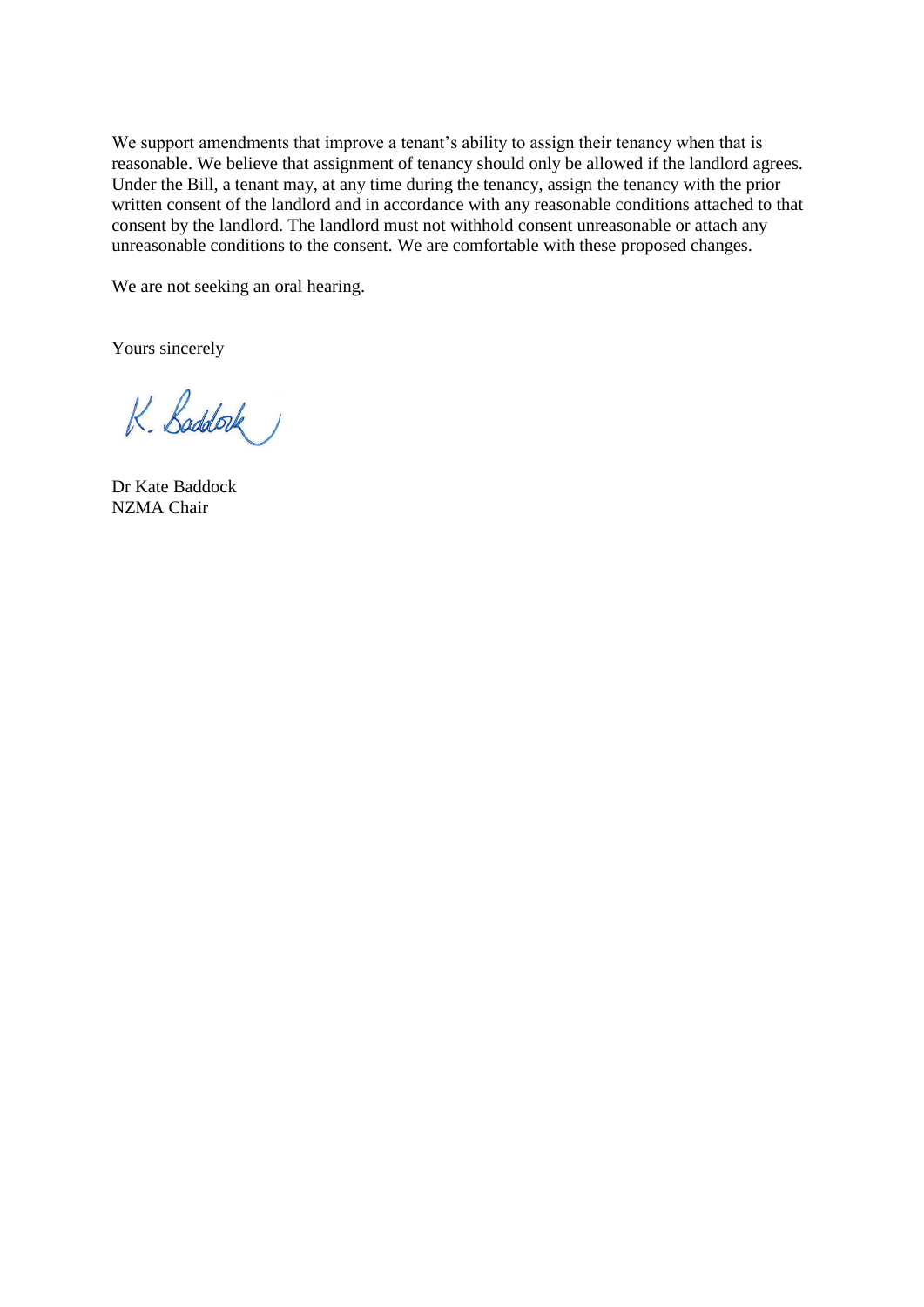We support amendments that improve a tenant's ability to assign their tenancy when that is reasonable. We believe that assignment of tenancy should only be allowed if the landlord agrees. Under the Bill, a tenant may, at any time during the tenancy, assign the tenancy with the prior written consent of the landlord and in accordance with any reasonable conditions attached to that consent by the landlord. The landlord must not withhold consent unreasonable or attach any unreasonable conditions to the consent. We are comfortable with these proposed changes.

We are not seeking an oral hearing.

Yours sincerely

K. Baddock

Dr Kate Baddock
NZMA Chair